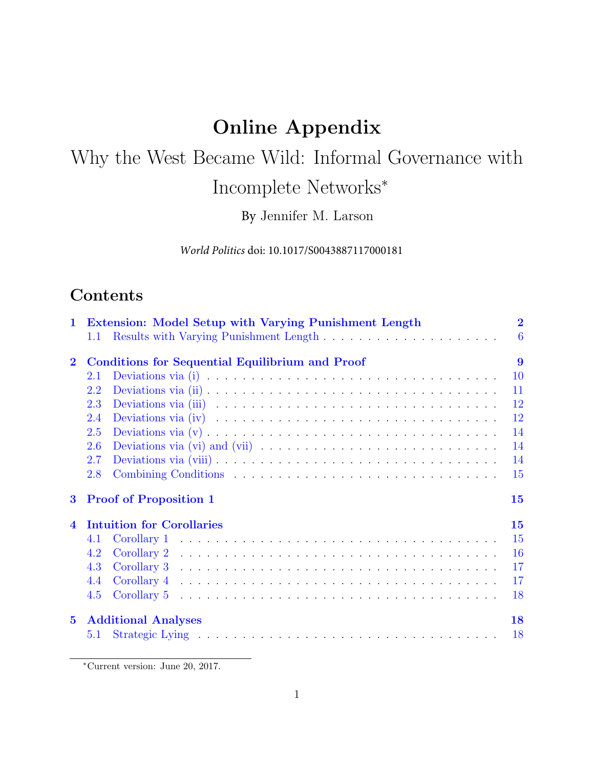# Online Appendix

## Why the West Became Wild: Informal Governance with Incomplete Networks*

By Jennifer M. Larson

*World Politics* doi: 10.1017/S0043887117000181

## Contents

**1 Extension: Model Setup with Varying Punishment Length** **2**
- 1.1 Results with Varying Punishment Length . . . . . . . . . . 6

**2 Conditions for Sequential Equilibrium and Proof** **9**
- 2.1 Deviations via (i) . . . . . . . . . . 10
- 2.2 Deviations via (ii) . . . . . . . . . . 11
- 2.3 Deviations via (iii) . . . . . . . . . . 12
- 2.4 Deviations via (iv) . . . . . . . . . . 12
- 2.5 Deviations via (v) . . . . . . . . . . 14
- 2.6 Deviations via (vi) and (vii) . . . . . . . . . . 14
- 2.7 Deviations via (viii) . . . . . . . . . . 14
- 2.8 Combining Conditions . . . . . . . . . . 15

**3 Proof of Proposition 1** **15**

**4 Intuition for Corollaries** **15**
- 4.1 Corollary 1 . . . . . . . . . . 15
- 4.2 Corollary 2 . . . . . . . . . . 16
- 4.3 Corollary 3 . . . . . . . . . . 17
- 4.4 Corollary 4 . . . . . . . . . . 17
- 4.5 Corollary 5 . . . . . . . . . . 18

**5 Additional Analyses** **18**
- 5.1 Strategic Lying . . . . . . . . . . 18

*Current version: June 20, 2017.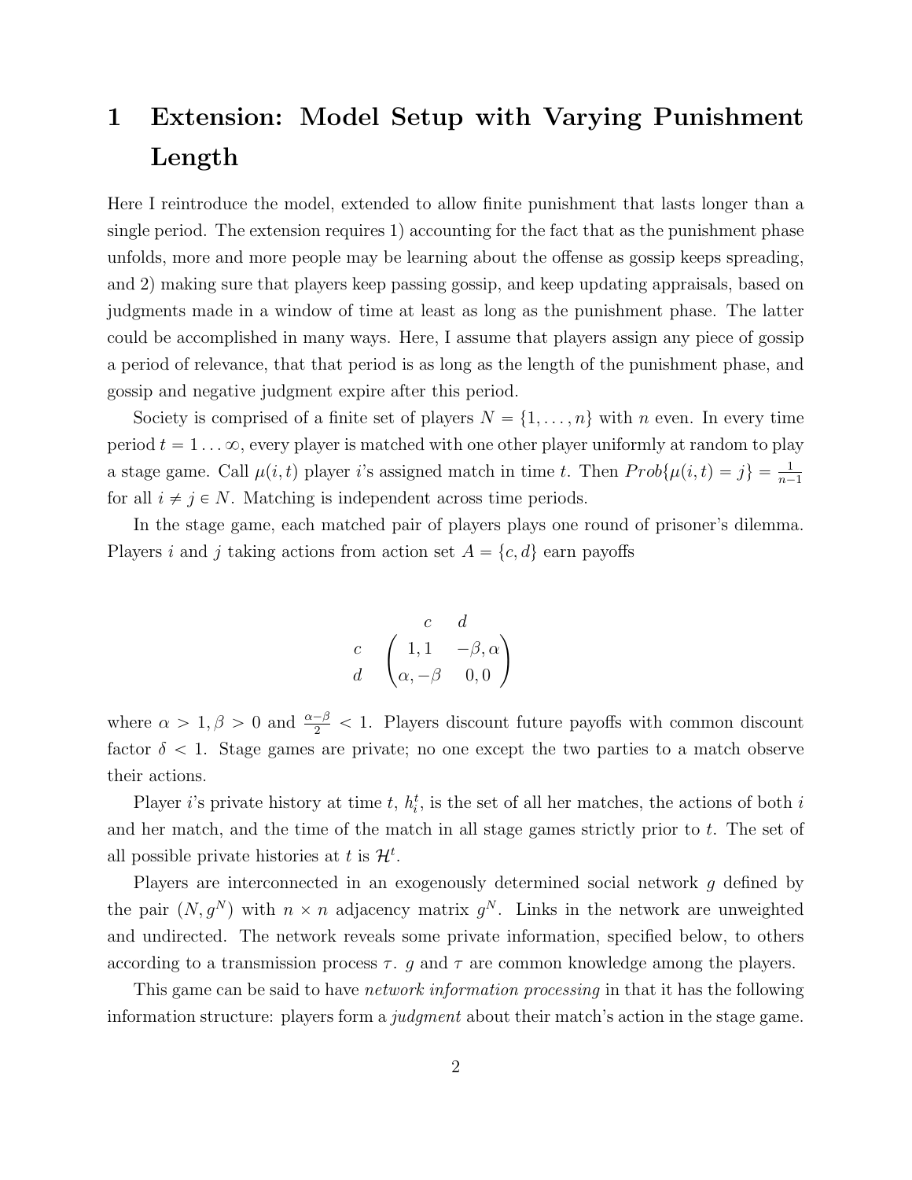# 1 Extension: Model Setup with Varying Punishment Length

Here I reintroduce the model, extended to allow finite punishment that lasts longer than a single period. The extension requires 1) accounting for the fact that as the punishment phase unfolds, more and more people may be learning about the offense as gossip keeps spreading, and 2) making sure that players keep passing gossip, and keep updating appraisals, based on judgments made in a window of time at least as long as the punishment phase. The latter could be accomplished in many ways. Here, I assume that players assign any piece of gossip a period of relevance, that that period is as long as the length of the punishment phase, and gossip and negative judgment expire after this period.

Society is comprised of a finite set of players $N = \{1, \ldots, n\}$ with $n$ even. In every time period $t = 1 \ldots \infty$, every player is matched with one other player uniformly at random to play a stage game. Call $\mu(i,t)$ player $i$'s assigned match in time $t$. Then $Prob\{\mu(i,t) = j\} = \frac{1}{n-1}$ for all $i \neq j \in N$. Matching is independent across time periods.

In the stage game, each matched pair of players plays one round of prisoner's dilemma. Players $i$ and $j$ taking actions from action set $A = \{c, d\}$ earn payoffs

$$
\begin{array}{cc}
 & \begin{array}{cc} c & d \end{array} \\
\begin{array}{c} c \\ d \end{array} & \begin{pmatrix} 1, 1 & -\beta, \alpha \\ \alpha, -\beta & 0, 0 \end{pmatrix}
\end{array}
$$

where $\alpha > 1, \beta > 0$ and $\frac{\alpha - \beta}{2} < 1$. Players discount future payoffs with common discount factor $\delta < 1$. Stage games are private; no one except the two parties to a match observe their actions.

Player $i$'s private history at time $t$, $h_i^t$, is the set of all her matches, the actions of both $i$ and her match, and the time of the match in all stage games strictly prior to $t$. The set of all possible private histories at $t$ is $\mathcal{H}^t$.

Players are interconnected in an exogenously determined social network $g$ defined by the pair $(N, g^N)$ with $n \times n$ adjacency matrix $g^N$. Links in the network are unweighted and undirected. The network reveals some private information, specified below, to others according to a transmission process $\tau$. $g$ and $\tau$ are common knowledge among the players.

This game can be said to have *network information processing* in that it has the following information structure: players form a *judgment* about their match's action in the stage game.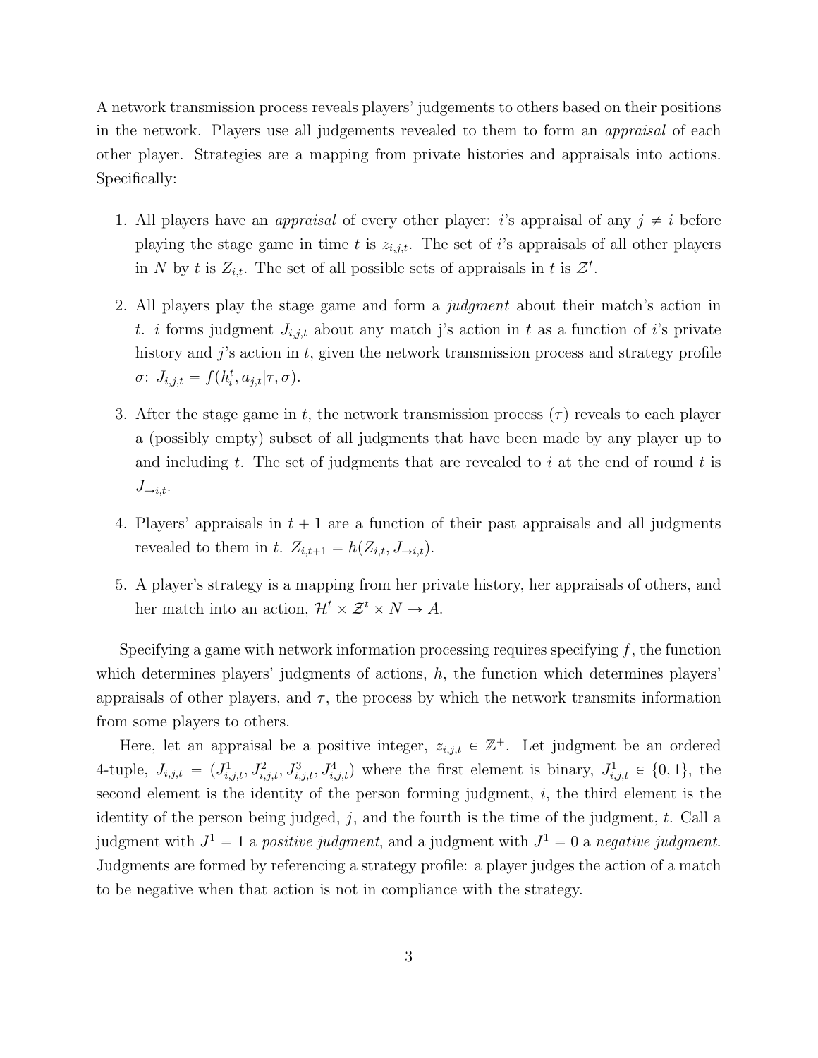A network transmission process reveals players' judgements to others based on their positions in the network. Players use all judgements revealed to them to form an *appraisal* of each other player. Strategies are a mapping from private histories and appraisals into actions. Specifically:

1. All players have an *appraisal* of every other player: $i$'s appraisal of any $j \neq i$ before playing the stage game in time $t$ is $z_{i,j,t}$. The set of $i$'s appraisals of all other players in $N$ by $t$ is $Z_{i,t}$. The set of all possible sets of appraisals in $t$ is $\mathcal{Z}^t$.

2. All players play the stage game and form a *judgment* about their match's action in $t$. $i$ forms judgment $J_{i,j,t}$ about any match j's action in $t$ as a function of $i$'s private history and $j$'s action in $t$, given the network transmission process and strategy profile $\sigma$: $J_{i,j,t} = f(h_i^t, a_{j,t}|\tau, \sigma)$.

3. After the stage game in $t$, the network transmission process ($\tau$) reveals to each player a (possibly empty) subset of all judgments that have been made by any player up to and including $t$. The set of judgments that are revealed to $i$ at the end of round $t$ is $J_{\to i,t}$.

4. Players' appraisals in $t+1$ are a function of their past appraisals and all judgments revealed to them in $t$. $Z_{i,t+1} = h(Z_{i,t}, J_{\to i,t})$.

5. A player's strategy is a mapping from her private history, her appraisals of others, and her match into an action, $\mathcal{H}^t \times \mathcal{Z}^t \times N \to A$.

Specifying a game with network information processing requires specifying $f$, the function which determines players' judgments of actions, $h$, the function which determines players' appraisals of other players, and $\tau$, the process by which the network transmits information from some players to others.

Here, let an appraisal be a positive integer, $z_{i,j,t} \in \mathbb{Z}^+$. Let judgment be an ordered 4-tuple, $J_{i,j,t} = (J^1_{i,j,t}, J^2_{i,j,t}, J^3_{i,j,t}, J^4_{i,j,t})$ where the first element is binary, $J^1_{i,j,t} \in \{0, 1\}$, the second element is the identity of the person forming judgment, $i$, the third element is the identity of the person being judged, $j$, and the fourth is the time of the judgment, $t$. Call a judgment with $J^1 = 1$ a *positive judgment*, and a judgment with $J^1 = 0$ a *negative judgment*. Judgments are formed by referencing a strategy profile: a player judges the action of a match to be negative when that action is not in compliance with the strategy.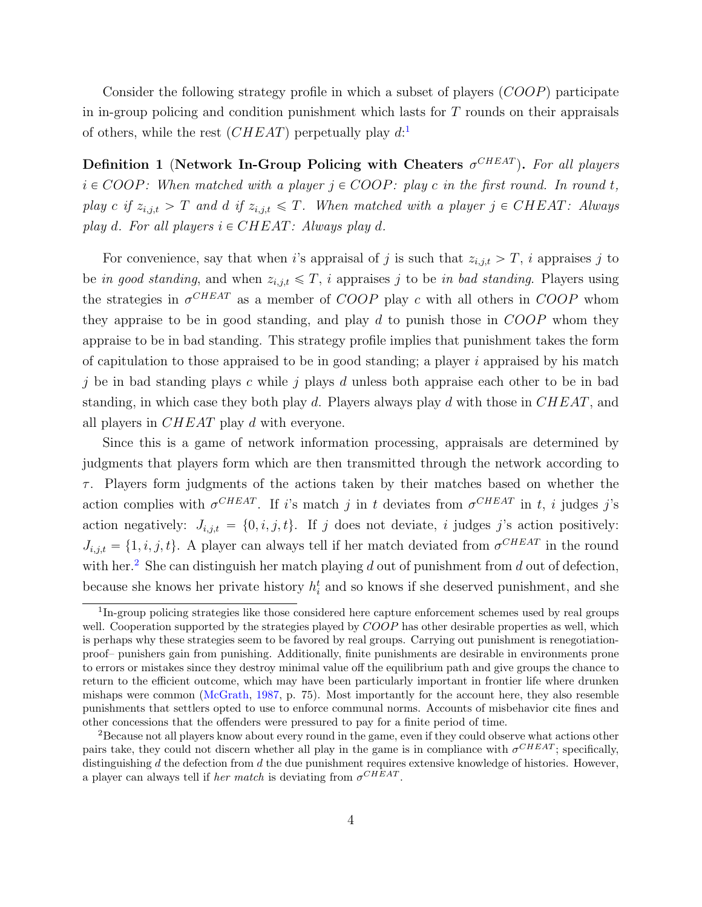Consider the following strategy profile in which a subset of players ($COOP$) participate in in-group policing and condition punishment which lasts for $T$ rounds on their appraisals of others, while the rest ($CHEAT$) perpetually play $d$:[1]

**Definition 1 (Network In-Group Policing with Cheaters $\sigma^{CHEAT}$).** *For all players $i \in COOP$: When matched with a player $j \in COOP$: play $c$ in the first round. In round $t$, play $c$ if $z_{i,j,t} > T$ and $d$ if $z_{i,j,t} \leqslant T$. When matched with a player $j \in CHEAT$: Always play $d$. For all players $i \in CHEAT$: Always play $d$.*

For convenience, say that when $i$'s appraisal of $j$ is such that $z_{i,j,t} > T$, $i$ appraises $j$ to be *in good standing*, and when $z_{i,j,t} \leqslant T$, $i$ appraises $j$ to be *in bad standing*. Players using the strategies in $\sigma^{CHEAT}$ as a member of $COOP$ play $c$ with all others in $COOP$ whom they appraise to be in good standing, and play $d$ to punish those in $COOP$ whom they appraise to be in bad standing. This strategy profile implies that punishment takes the form of capitulation to those appraised to be in good standing; a player $i$ appraised by his match $j$ be in bad standing plays $c$ while $j$ plays $d$ unless both appraise each other to be in bad standing, in which case they both play $d$. Players always play $d$ with those in $CHEAT$, and all players in $CHEAT$ play $d$ with everyone.

Since this is a game of network information processing, appraisals are determined by judgments that players form which are then transmitted through the network according to $\tau$. Players form judgments of the actions taken by their matches based on whether the action complies with $\sigma^{CHEAT}$. If $i$'s match $j$ in $t$ deviates from $\sigma^{CHEAT}$ in $t$, $i$ judges $j$'s action negatively: $J_{i,j,t} = \{0, i, j, t\}$. If $j$ does not deviate, $i$ judges $j$'s action positively: $J_{i,j,t} = \{1, i, j, t\}$. A player can always tell if her match deviated from $\sigma^{CHEAT}$ in the round with her.[2] She can distinguish her match playing $d$ out of punishment from $d$ out of defection, because she knows her private history $h_i^t$ and so knows if she deserved punishment, and she

[1] In-group policing strategies like those considered here capture enforcement schemes used by real groups well. Cooperation supported by the strategies played by $COOP$ has other desirable properties as well, which is perhaps why these strategies seem to be favored by real groups. Carrying out punishment is renegotiation-proof– punishers gain from punishing. Additionally, finite punishments are desirable in environments prone to errors or mistakes since they destroy minimal value off the equilibrium path and give groups the chance to return to the efficient outcome, which may have been particularly important in frontier life where drunken mishaps were common (McGrath, 1987, p. 75). Most importantly for the account here, they also resemble punishments that settlers opted to use to enforce communal norms. Accounts of misbehavior cite fines and other concessions that the offenders were pressured to pay for a finite period of time.

[2] Because not all players know about every round in the game, even if they could observe what actions other pairs take, they could not discern whether all play in the game is in compliance with $\sigma^{CHEAT}$; specifically, distinguishing $d$ the defection from $d$ the due punishment requires extensive knowledge of histories. However, a player can always tell if *her match* is deviating from $\sigma^{CHEAT}$.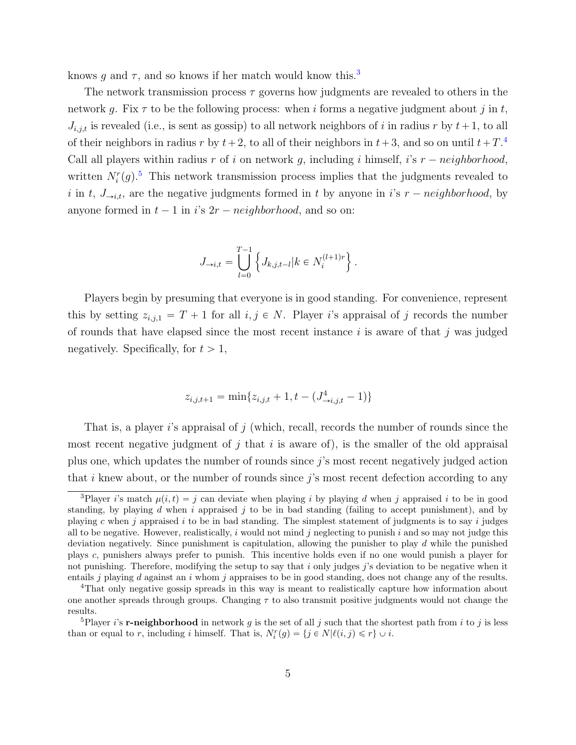knows $g$ and $\tau$, and so knows if her match would know this.[3]

The network transmission process $\tau$ governs how judgments are revealed to others in the network $g$. Fix $\tau$ to be the following process: when $i$ forms a negative judgment about $j$ in $t$, $J_{i,j,t}$ is revealed (i.e., is sent as gossip) to all network neighbors of $i$ in radius $r$ by $t+1$, to all of their neighbors in radius $r$ by $t+2$, to all of their neighbors in $t+3$, and so on until $t+T$.[4] Call all players within radius $r$ of $i$ on network $g$, including $i$ himself, $i$'s $r-neighborhood$, written $N_i^r(g)$.[5] This network transmission process implies that the judgments revealed to $i$ in $t$, $J_{\rightarrow i,t}$, are the negative judgments formed in $t$ by anyone in $i$'s $r-neighborhood$, by anyone formed in $t-1$ in $i$'s $2r-neighborhood$, and so on:

$$J_{\rightarrow i,t} = \bigcup_{l=0}^{T-1} \left\{ J_{k,j,t-l} | k \in N_i^{(l+1)r} \right\}.$$

Players begin by presuming that everyone is in good standing. For convenience, represent this by setting $z_{i,j,1} = T+1$ for all $i, j \in N$. Player $i$'s appraisal of $j$ records the number of rounds that have elapsed since the most recent instance $i$ is aware of that $j$ was judged negatively. Specifically, for $t > 1$,

$$z_{i,j,t+1} = \min\{z_{i,j,t}+1, t-(J^4_{\rightarrow i,j,t}-1)\}$$

That is, a player $i$'s appraisal of $j$ (which, recall, records the number of rounds since the most recent negative judgment of $j$ that $i$ is aware of), is the smaller of the old appraisal plus one, which updates the number of rounds since $j$'s most recent negatively judged action that $i$ knew about, or the number of rounds since $j$'s most recent defection according to any

---

[3] Player $i$'s match $\mu(i,t) = j$ can deviate when playing $i$ by playing $d$ when $j$ appraised $i$ to be in good standing, by playing $d$ when $i$ appraised $j$ to be in bad standing (failing to accept punishment), and by playing $c$ when $j$ appraised $i$ to be in bad standing. The simplest statement of judgments is to say $i$ judges all to be negative. However, realistically, $i$ would not mind $j$ neglecting to punish $i$ and so may not judge this deviation negatively. Since punishment is capitulation, allowing the punisher to play $d$ while the punished plays $c$, punishers always prefer to punish. This incentive holds even if no one would punish a player for not punishing. Therefore, modifying the setup to say that $i$ only judges $j$'s deviation to be negative when it entails $j$ playing $d$ against an $i$ whom $j$ appraises to be in good standing, does not change any of the results.

[4] That only negative gossip spreads in this way is meant to realistically capture how information about one another spreads through groups. Changing $\tau$ to also transmit positive judgments would not change the results.

[5] Player $i$'s **r-neighborhood** in network $g$ is the set of all $j$ such that the shortest path from $i$ to $j$ is less than or equal to $r$, including $i$ himself. That is, $N_i^r(g) = \{j \in N | \ell(i,j) \leqslant r\} \cup i$.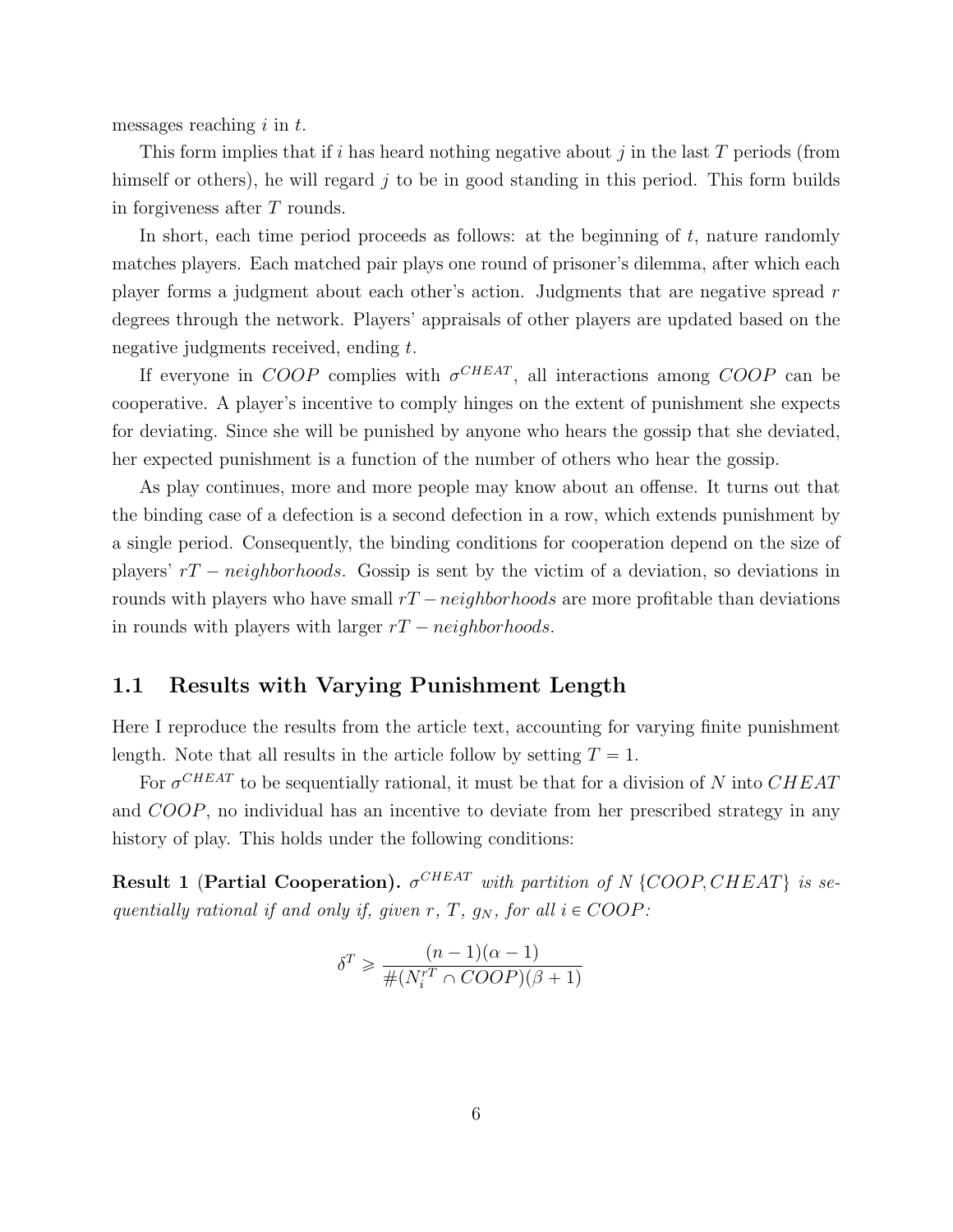messages reaching $i$ in $t$.

This form implies that if $i$ has heard nothing negative about $j$ in the last $T$ periods (from himself or others), he will regard $j$ to be in good standing in this period. This form builds in forgiveness after $T$ rounds.

In short, each time period proceeds as follows: at the beginning of $t$, nature randomly matches players. Each matched pair plays one round of prisoner's dilemma, after which each player forms a judgment about each other's action. Judgments that are negative spread $r$ degrees through the network. Players' appraisals of other players are updated based on the negative judgments received, ending $t$.

If everyone in $COOP$ complies with $\sigma^{CHEAT}$, all interactions among $COOP$ can be cooperative. A player's incentive to comply hinges on the extent of punishment she expects for deviating. Since she will be punished by anyone who hears the gossip that she deviated, her expected punishment is a function of the number of others who hear the gossip.

As play continues, more and more people may know about an offense. It turns out that the binding case of a defection is a second defection in a row, which extends punishment by a single period. Consequently, the binding conditions for cooperation depend on the size of players' $rT - neighborhoods$. Gossip is sent by the victim of a deviation, so deviations in rounds with players who have small $rT - neighborhoods$ are more profitable than deviations in rounds with players with larger $rT - neighborhoods$.

## 1.1 Results with Varying Punishment Length

Here I reproduce the results from the article text, accounting for varying finite punishment length. Note that all results in the article follow by setting $T = 1$.

For $\sigma^{CHEAT}$ to be sequentially rational, it must be that for a division of $N$ into $CHEAT$ and $COOP$, no individual has an incentive to deviate from her prescribed strategy in any history of play. This holds under the following conditions:

**Result 1 (Partial Cooperation).** *$\sigma^{CHEAT}$ with partition of $N$ $\{COOP, CHEAT\}$ is sequentially rational if and only if, given $r$, $T$, $g_N$, for all $i \in COOP$:*

$$\delta^T \geqslant \frac{(n-1)(\alpha - 1)}{\#(N_i^{rT} \cap COOP)(\beta + 1)}$$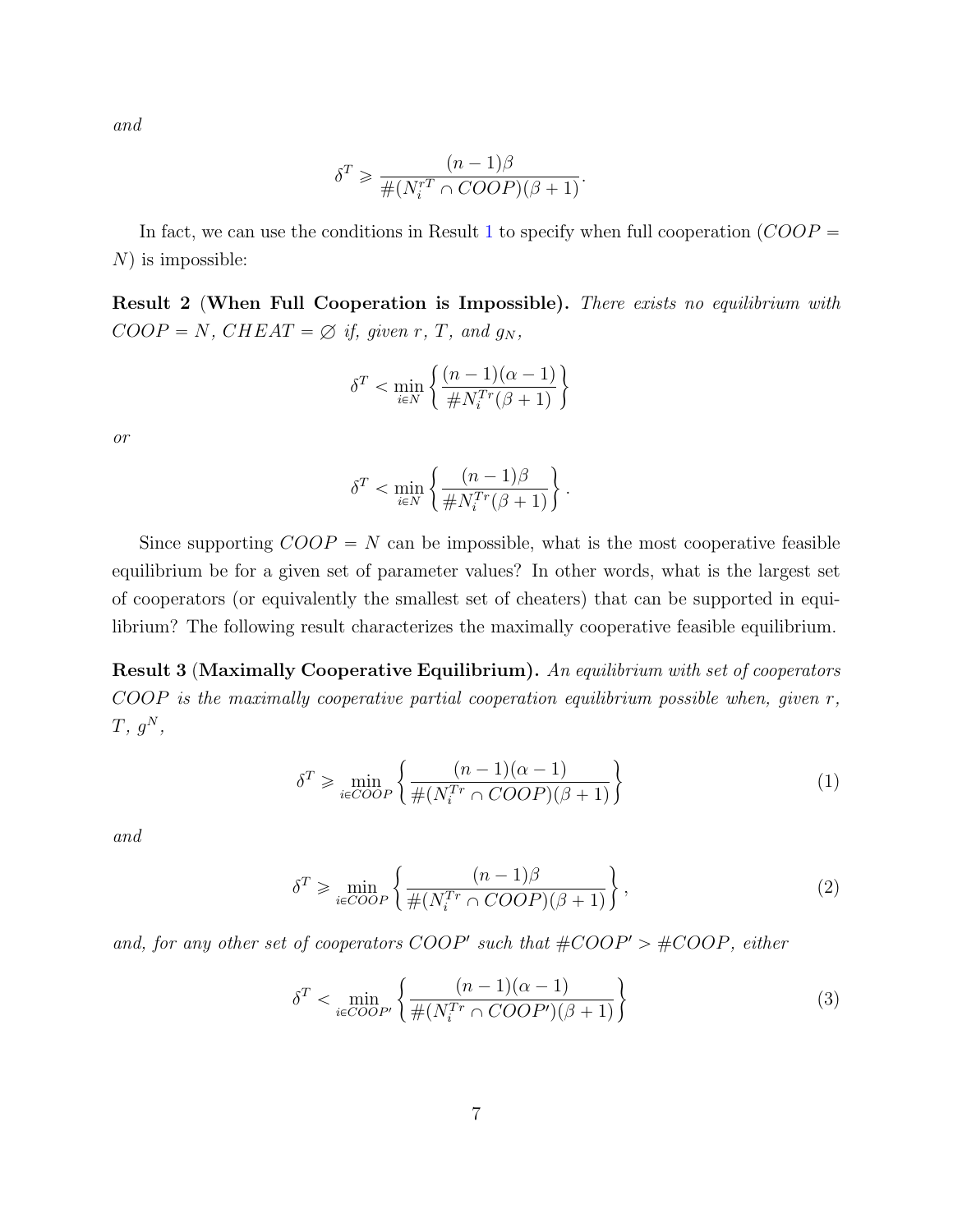*and*

$$\delta^T \geqslant \frac{(n-1)\beta}{\#(N_i^{rT} \cap COOP)(\beta+1)}.$$

In fact, we can use the conditions in Result 1 to specify when full cooperation ($COOP = N$) is impossible:

**Result 2** (**When Full Cooperation is Impossible).** *There exists no equilibrium with $COOP = N$, $CHEAT = \varnothing$ if, given $r$, $T$, and $g_N$,*

$$\delta^T < \min_{i \in N} \left\{ \frac{(n-1)(\alpha-1)}{\#N_i^{Tr}(\beta+1)} \right\}$$

*or*

$$\delta^T < \min_{i \in N} \left\{ \frac{(n-1)\beta}{\#N_i^{Tr}(\beta+1)} \right\}.$$

Since supporting $COOP = N$ can be impossible, what is the most cooperative feasible equilibrium be for a given set of parameter values? In other words, what is the largest set of cooperators (or equivalently the smallest set of cheaters) that can be supported in equilibrium? The following result characterizes the maximally cooperative feasible equilibrium.

**Result 3** (**Maximally Cooperative Equilibrium).** *An equilibrium with set of cooperators $COOP$ is the maximally cooperative partial cooperation equilibrium possible when, given $r$, $T$, $g^N$,*

$$\delta^T \geqslant \min_{i \in COOP} \left\{ \frac{(n-1)(\alpha-1)}{\#(N_i^{Tr} \cap COOP)(\beta+1)} \right\} \tag{1}$$

*and*

$$\delta^T \geqslant \min_{i \in COOP} \left\{ \frac{(n-1)\beta}{\#(N_i^{Tr} \cap COOP)(\beta+1)} \right\}, \tag{2}$$

*and, for any other set of cooperators $COOP'$ such that $\#COOP' > \#COOP$, either*

$$\delta^T < \min_{i \in COOP'} \left\{ \frac{(n-1)(\alpha-1)}{\#(N_i^{Tr} \cap COOP')(\beta+1)} \right\} \tag{3}$$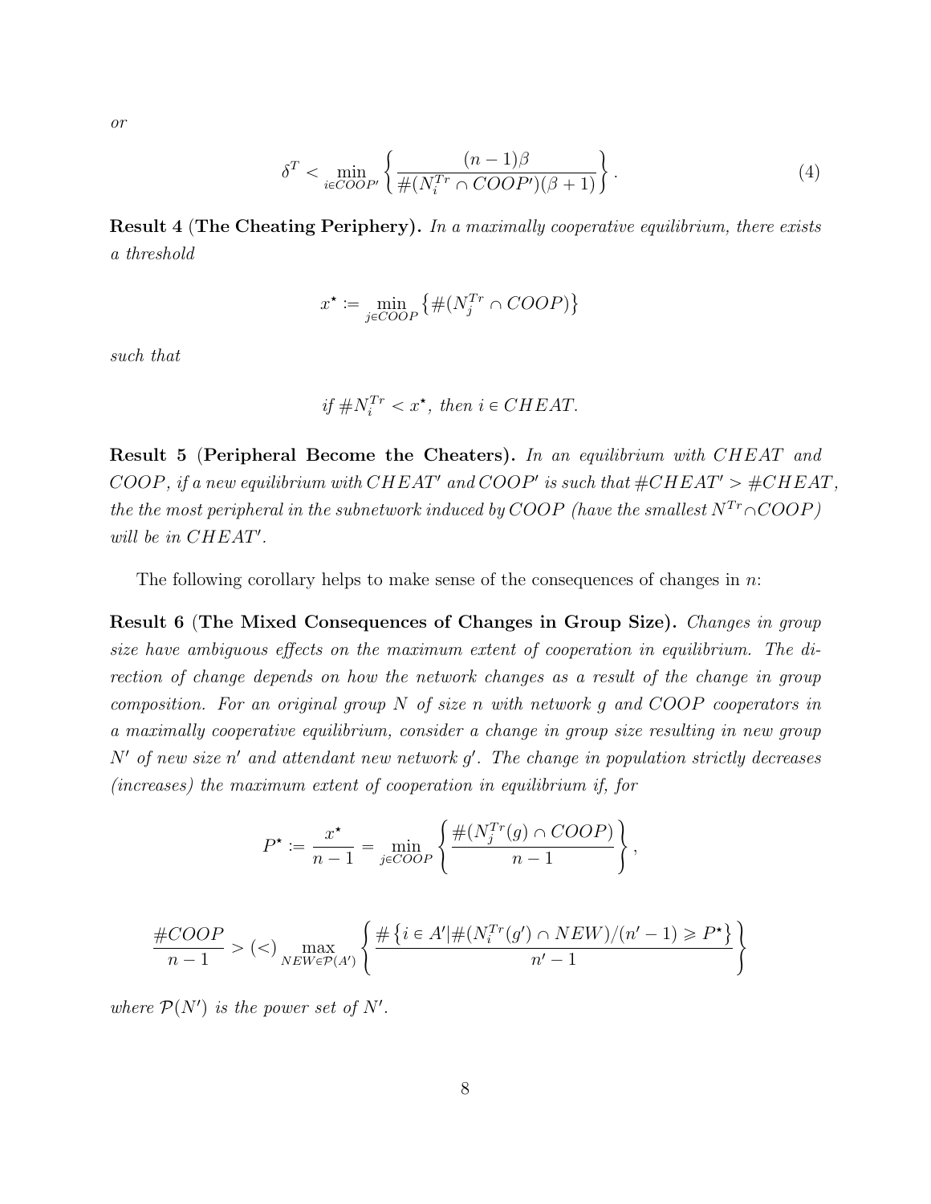*or*

$$\delta^T < \min_{i \in COOP'} \left\{ \frac{(n-1)\beta}{\#(N_i^{Tr} \cap COOP')(\beta+1)} \right\}. \tag{4}$$

**Result 4** (**The Cheating Periphery).** *In a maximally cooperative equilibrium, there exists a threshold*

$$x^\star := \min_{j \in COOP} \left\{ \#(N_j^{Tr} \cap COOP) \right\}$$

*such that*

$$\textit{if } \#N_i^{Tr} < x^\star, \textit{ then } i \in CHEAT.$$

**Result 5** (**Peripheral Become the Cheaters).** *In an equilibrium with $CHEAT$ and $COOP$, if a new equilibrium with $CHEAT'$ and $COOP'$ is such that $\#CHEAT' > \#CHEAT$, the the most peripheral in the subnetwork induced by $COOP$ (have the smallest $N^{Tr} \cap COOP$) will be in $CHEAT'$.*

The following corollary helps to make sense of the consequences of changes in $n$:

**Result 6** (**The Mixed Consequences of Changes in Group Size).** *Changes in group size have ambiguous effects on the maximum extent of cooperation in equilibrium. The direction of change depends on how the network changes as a result of the change in group composition. For an original group $N$ of size $n$ with network $g$ and $COOP$ cooperators in a maximally cooperative equilibrium, consider a change in group size resulting in new group $N'$ of new size $n'$ and attendant new network $g'$. The change in population strictly decreases (increases) the maximum extent of cooperation in equilibrium if, for*

$$P^\star := \frac{x^\star}{n-1} = \min_{j \in COOP} \left\{ \frac{\#(N_j^{Tr}(g) \cap COOP)}{n-1} \right\},$$

$$\frac{\#COOP}{n-1} > (<) \max_{NEW \in \mathcal{P}(A')} \left\{ \frac{\# \left\{ i \in A' | \#(N_i^{Tr}(g') \cap NEW)/(n'-1) \geqslant P^\star \right\}}{n'-1} \right\}$$

*where $\mathcal{P}(N')$ is the power set of $N'$.*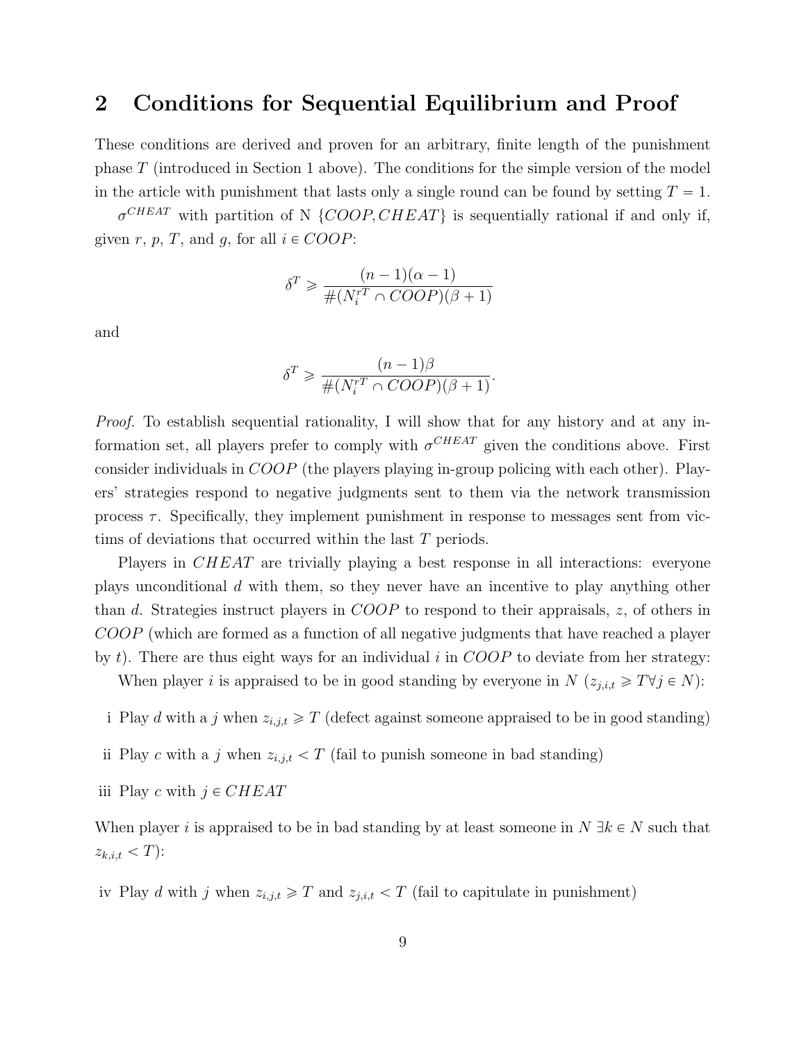## 2 Conditions for Sequential Equilibrium and Proof

These conditions are derived and proven for an arbitrary, finite length of the punishment phase $T$ (introduced in Section 1 above). The conditions for the simple version of the model in the article with punishment that lasts only a single round can be found by setting $T = 1$.

$\sigma^{CHEAT}$ with partition of N $\{COOP, CHEAT\}$ is sequentially rational if and only if, given $r$, $p$, $T$, and $g$, for all $i \in COOP$:

$$\delta^T \geqslant \frac{(n-1)(\alpha - 1)}{\#(N_i^{rT} \cap COOP)(\beta + 1)}$$

and

$$\delta^T \geqslant \frac{(n-1)\beta}{\#(N_i^{rT} \cap COOP)(\beta + 1)}.$$

*Proof.* To establish sequential rationality, I will show that for any history and at any information set, all players prefer to comply with $\sigma^{CHEAT}$ given the conditions above. First consider individuals in $COOP$ (the players playing in-group policing with each other). Players' strategies respond to negative judgments sent to them via the network transmission process $\tau$. Specifically, they implement punishment in response to messages sent from victims of deviations that occurred within the last $T$ periods.

Players in $CHEAT$ are trivially playing a best response in all interactions: everyone plays unconditional $d$ with them, so they never have an incentive to play anything other than $d$. Strategies instruct players in $COOP$ to respond to their appraisals, $z$, of others in $COOP$ (which are formed as a function of all negative judgments that have reached a player by $t$). There are thus eight ways for an individual $i$ in $COOP$ to deviate from her strategy:

When player $i$ is appraised to be in good standing by everyone in $N$ ($z_{j,i,t} \geqslant T \forall j \in N$):

i Play $d$ with a $j$ when $z_{i,j,t} \geqslant T$ (defect against someone appraised to be in good standing)

ii Play $c$ with a $j$ when $z_{i,j,t} < T$ (fail to punish someone in bad standing)

iii Play $c$ with $j \in CHEAT$

When player $i$ is appraised to be in bad standing by at least someone in $N$ $\exists k \in N$ such that $z_{k,i,t} < T$):

iv Play $d$ with $j$ when $z_{i,j,t} \geqslant T$ and $z_{j,i,t} < T$ (fail to capitulate in punishment)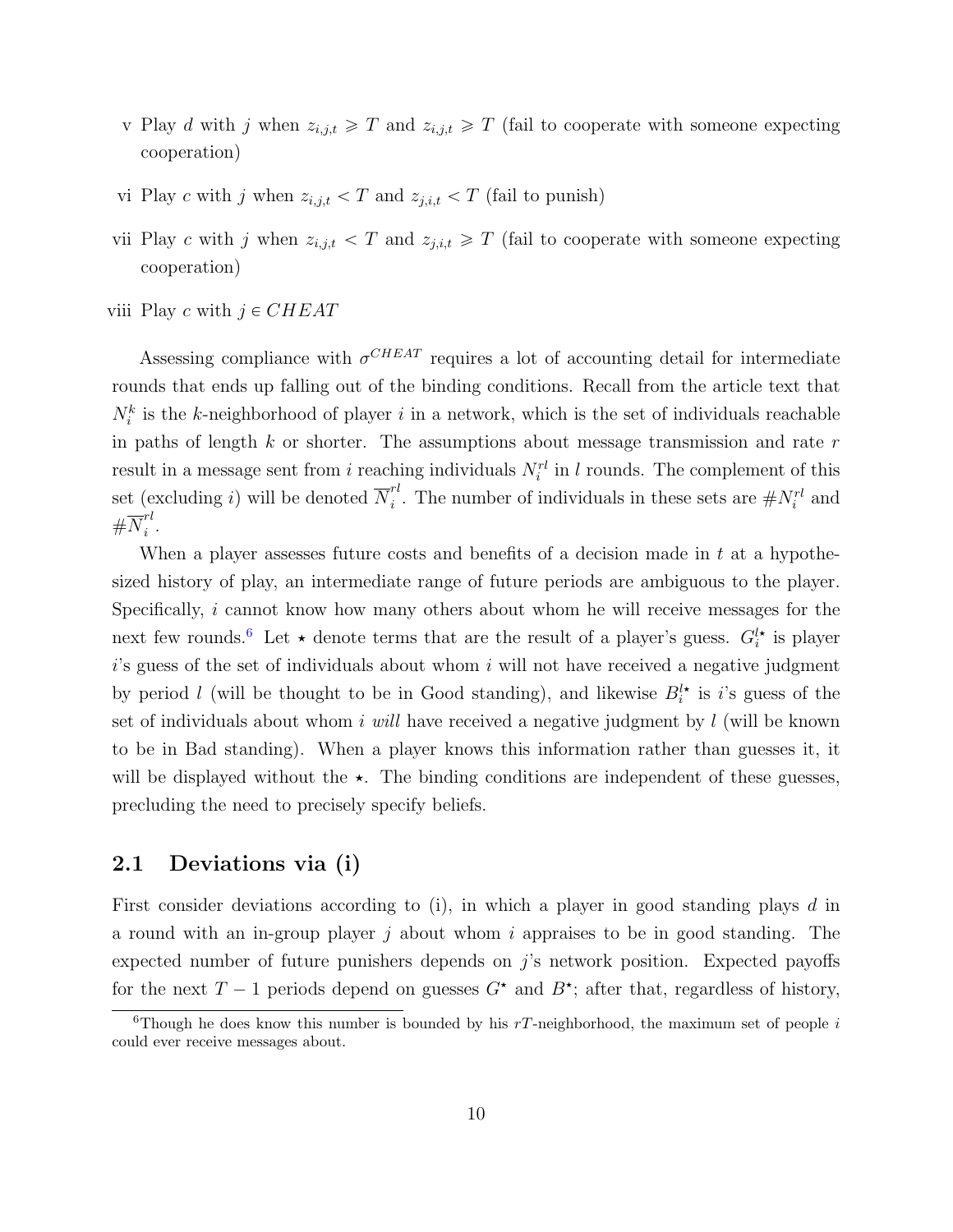v Play $d$ with $j$ when $z_{i,j,t} \geqslant T$ and $z_{i,j,t} \geqslant T$ (fail to cooperate with someone expecting cooperation)

vi Play $c$ with $j$ when $z_{i,j,t} < T$ and $z_{j,i,t} < T$ (fail to punish)

vii Play $c$ with $j$ when $z_{i,j,t} < T$ and $z_{j,i,t} \geqslant T$ (fail to cooperate with someone expecting cooperation)

viii Play $c$ with $j \in CHEAT$

Assessing compliance with $\sigma^{CHEAT}$ requires a lot of accounting detail for intermediate rounds that ends up falling out of the binding conditions. Recall from the article text that $N_i^k$ is the $k$-neighborhood of player $i$ in a network, which is the set of individuals reachable in paths of length $k$ or shorter. The assumptions about message transmission and rate $r$ result in a message sent from $i$ reaching individuals $N_i^{rl}$ in $l$ rounds. The complement of this set (excluding $i$) will be denoted $\overline{N}_i^{rl}$. The number of individuals in these sets are $\#N_i^{rl}$ and $\#\overline{N}_i^{rl}$.

When a player assesses future costs and benefits of a decision made in $t$ at a hypothesized history of play, an intermediate range of future periods are ambiguous to the player. Specifically, $i$ cannot know how many others about whom he will receive messages for the next few rounds.[6] Let $\star$ denote terms that are the result of a player's guess. $G_i^{l\star}$ is player $i$'s guess of the set of individuals about whom $i$ will not have received a negative judgment by period $l$ (will be thought to be in Good standing), and likewise $B_i^{l\star}$ is $i$'s guess of the set of individuals about whom $i$ *will* have received a negative judgment by $l$ (will be known to be in Bad standing). When a player knows this information rather than guesses it, it will be displayed without the $\star$. The binding conditions are independent of these guesses, precluding the need to precisely specify beliefs.

## 2.1 Deviations via (i)

First consider deviations according to (i), in which a player in good standing plays $d$ in a round with an in-group player $j$ about whom $i$ appraises to be in good standing. The expected number of future punishers depends on $j$'s network position. Expected payoffs for the next $T-1$ periods depend on guesses $G^\star$ and $B^\star$; after that, regardless of history,

[6] Though he does know this number is bounded by his $rT$-neighborhood, the maximum set of people $i$ could ever receive messages about.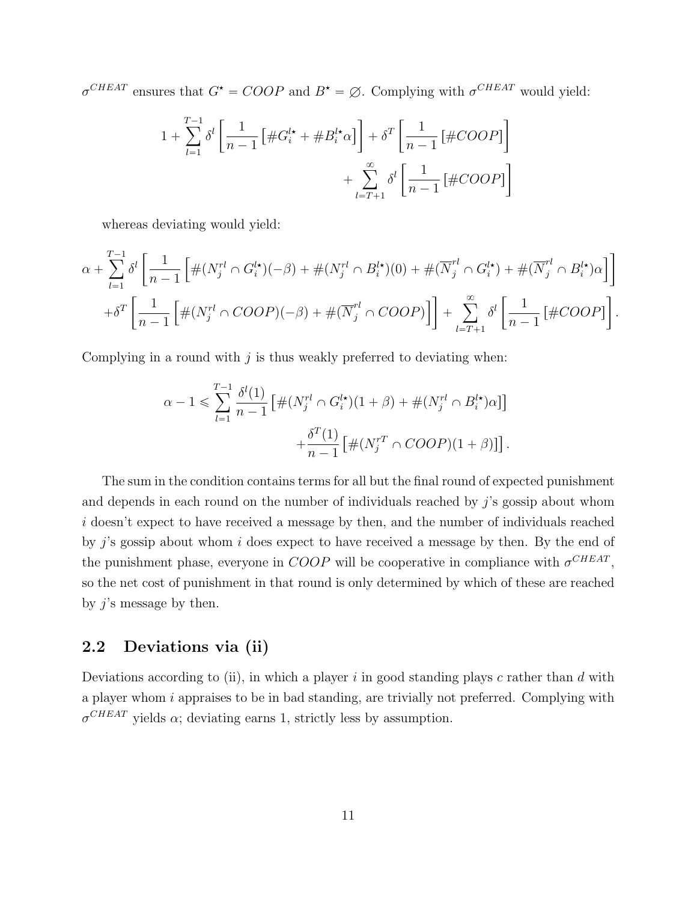$\sigma^{CHEAT}$ ensures that $G^\star = COOP$ and $B^\star = \varnothing$. Complying with $\sigma^{CHEAT}$ would yield:

$$1 + \sum_{l=1}^{T-1} \delta^l \left[ \frac{1}{n-1} \left[ \# G_i^{l\star} + \# B_i^{l\star} \alpha \right] \right] + \delta^T \left[ \frac{1}{n-1} \left[ \# COOP \right] \right] + \sum_{l=T+1}^{\infty} \delta^l \left[ \frac{1}{n-1} \left[ \# COOP \right] \right]$$

whereas deviating would yield:

$$\alpha + \sum_{l=1}^{T-1} \delta^l \left[ \frac{1}{n-1} \left[ \#(N_j^{rl} \cap G_i^{l\star})(-\beta) + \#(N_j^{rl} \cap B_i^{l\star})(0) + \#(\overline{N}_j^{rl} \cap G_i^{l\star}) + \#(\overline{N}_j^{rl} \cap B_i^{l\star})\alpha \right] \right]$$
$$+ \delta^T \left[ \frac{1}{n-1} \left[ \#(N_j^{rl} \cap COOP)(-\beta) + \#(\overline{N}_j^{rl} \cap COOP) \right] \right] + \sum_{l=T+1}^{\infty} \delta^l \left[ \frac{1}{n-1} \left[ \# COOP \right] \right].$$

Complying in a round with $j$ is thus weakly preferred to deviating when:

$$\alpha - 1 \leqslant \sum_{l=1}^{T-1} \frac{\delta^l (1)}{n-1} \left[ \#(N_j^{rl} \cap G_i^{l\star})(1+\beta) + \#(N_j^{rl} \cap B_i^{l\star})\alpha \right] + \frac{\delta^T (1)}{n-1} \left[ \#(N_j^{rT} \cap COOP)(1+\beta) \right].$$

The sum in the condition contains terms for all but the final round of expected punishment and depends in each round on the number of individuals reached by $j$'s gossip about whom $i$ doesn't expect to have received a message by then, and the number of individuals reached by $j$'s gossip about whom $i$ does expect to have received a message by then. By the end of the punishment phase, everyone in $COOP$ will be cooperative in compliance with $\sigma^{CHEAT}$, so the net cost of punishment in that round is only determined by which of these are reached by $j$'s message by then.

## 2.2 Deviations via (ii)

Deviations according to (ii), in which a player $i$ in good standing plays $c$ rather than $d$ with a player whom $i$ appraises to be in bad standing, are trivially not preferred. Complying with $\sigma^{CHEAT}$ yields $\alpha$; deviating earns 1, strictly less by assumption.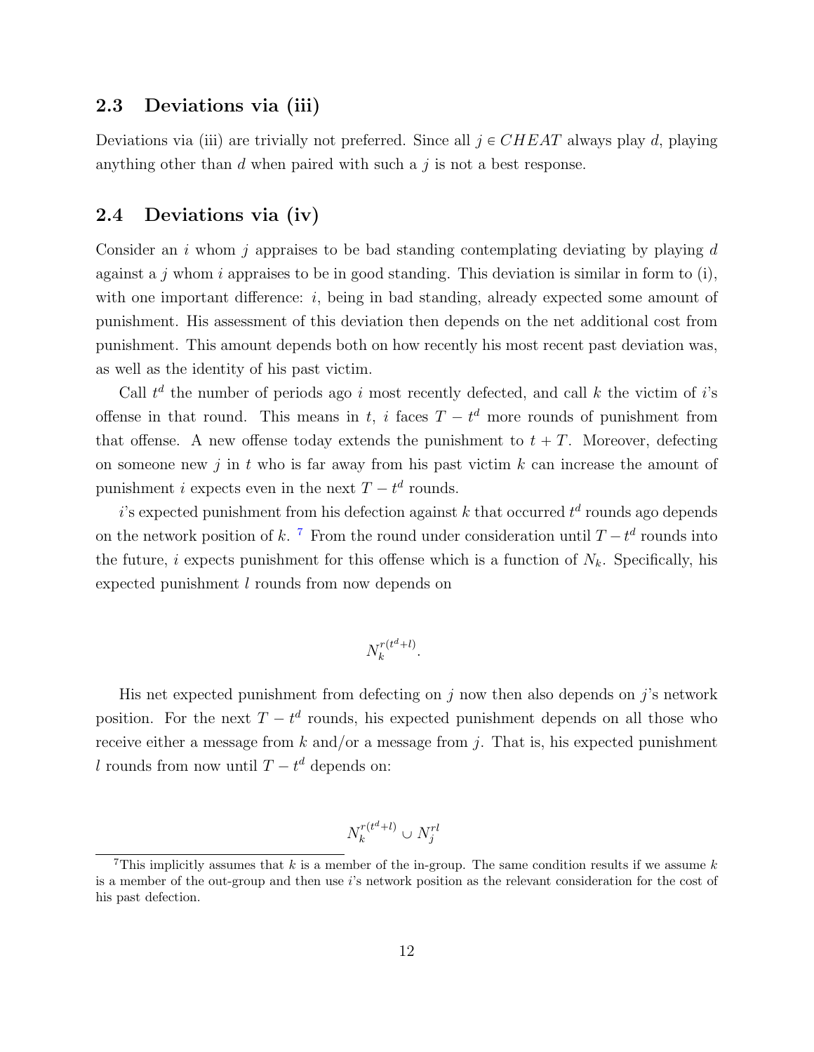### 2.3 Deviations via (iii)

Deviations via (iii) are trivially not preferred. Since all $j \in CHEAT$ always play $d$, playing anything other than $d$ when paired with such a $j$ is not a best response.

### 2.4 Deviations via (iv)

Consider an $i$ whom $j$ appraises to be bad standing contemplating deviating by playing $d$ against a $j$ whom $i$ appraises to be in good standing. This deviation is similar in form to (i), with one important difference: $i$, being in bad standing, already expected some amount of punishment. His assessment of this deviation then depends on the net additional cost from punishment. This amount depends both on how recently his most recent past deviation was, as well as the identity of his past victim.

Call $t^d$ the number of periods ago $i$ most recently defected, and call $k$ the victim of $i$'s offense in that round. This means in $t$, $i$ faces $T - t^d$ more rounds of punishment from that offense. A new offense today extends the punishment to $t + T$. Moreover, defecting on someone new $j$ in $t$ who is far away from his past victim $k$ can increase the amount of punishment $i$ expects even in the next $T - t^d$ rounds.

$i$'s expected punishment from his defection against $k$ that occurred $t^d$ rounds ago depends on the network position of $k$. [7] From the round under consideration until $T - t^d$ rounds into the future, $i$ expects punishment for this offense which is a function of $N_k$. Specifically, his expected punishment $l$ rounds from now depends on

$$N_k^{r(t^d+l)}.$$

His net expected punishment from defecting on $j$ now then also depends on $j$'s network position. For the next $T - t^d$ rounds, his expected punishment depends on all those who receive either a message from $k$ and/or a message from $j$. That is, his expected punishment $l$ rounds from now until $T - t^d$ depends on:

$$N_k^{r(t^d+l)} \cup N_j^{rl}$$

[7] This implicitly assumes that $k$ is a member of the in-group. The same condition results if we assume $k$ is a member of the out-group and then use $i$'s network position as the relevant consideration for the cost of his past defection.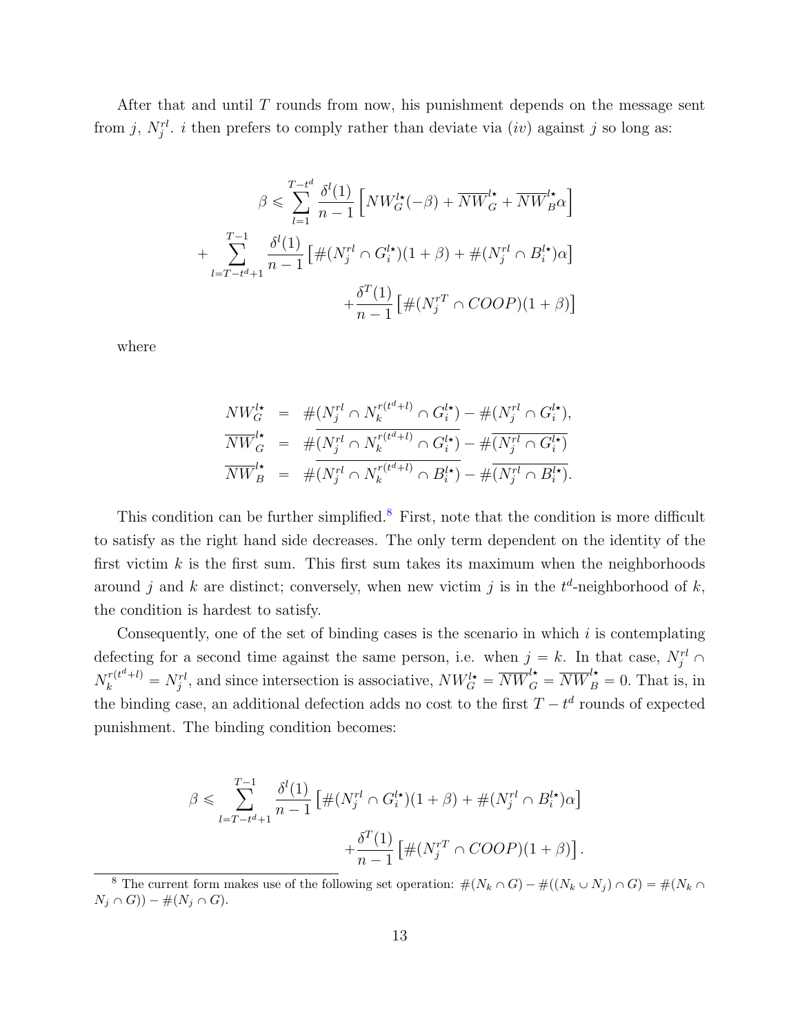After that and until $T$ rounds from now, his punishment depends on the message sent from $j$, $N_j^{rl}$. $i$ then prefers to comply rather than deviate via $(iv)$ against $j$ so long as:

$$
\begin{aligned}
\beta \leqslant \sum_{l=1}^{T-t^d} \frac{\delta^l(1)}{n-1} \left[ NW_G^{l\star}(-\beta) + \overline{NW}_G^{l\star} + \overline{NW}_B^{l\star}\alpha \right] \\
+ \sum_{l=T-t^d+1}^{T-1} \frac{\delta^l(1)}{n-1} \left[ \#(N_j^{rl} \cap G_i^{l\star})(1+\beta) + \#(N_j^{rl} \cap B_i^{l\star})\alpha \right] \\
+ \frac{\delta^T(1)}{n-1} \left[ \#(N_j^{rT} \cap COOP)(1+\beta) \right]
\end{aligned}
$$

where

$$
\begin{aligned}
NW_G^{l\star} &= \#(N_j^{rl} \cap N_k^{r(t^d+l)} \cap G_i^{l\star}) - \#(N_j^{rl} \cap G_i^{l\star}), \\
\overline{NW}_G^{l\star} &= \#\overline{(N_j^{rl} \cap N_k^{r(t^d+l)} \cap G_i^{l\star})} - \#\overline{(N_j^{rl} \cap G_i^{l\star})} \\
\overline{NW}_B^{l\star} &= \#\overline{(N_j^{rl} \cap N_k^{r(t^d+l)} \cap B_i^{l\star})} - \#\overline{(N_j^{rl} \cap B_i^{l\star})}.
\end{aligned}
$$

This condition can be further simplified.[8] First, note that the condition is more difficult to satisfy as the right hand side decreases. The only term dependent on the identity of the first victim $k$ is the first sum. This first sum takes its maximum when the neighborhoods around $j$ and $k$ are distinct; conversely, when new victim $j$ is in the $t^d$-neighborhood of $k$, the condition is hardest to satisfy.

Consequently, one of the set of binding cases is the scenario in which $i$ is contemplating defecting for a second time against the same person, i.e. when $j = k$. In that case, $N_j^{rl} \cap N_k^{r(t^d+l)} = N_j^{rl}$, and since intersection is associative, $NW_G^{l\star} = \overline{NW}_G^{l\star} = \overline{NW}_B^{l\star} = 0$. That is, in the binding case, an additional defection adds no cost to the first $T - t^d$ rounds of expected punishment. The binding condition becomes:

$$
\begin{aligned}
\beta \leqslant \sum_{l=T-t^d+1}^{T-1} \frac{\delta^l(1)}{n-1} \left[ \#(N_j^{rl} \cap G_i^{l\star})(1+\beta) + \#(N_j^{rl} \cap B_i^{l\star})\alpha \right] \\
+ \frac{\delta^T(1)}{n-1} \left[ \#(N_j^{rT} \cap COOP)(1+\beta) \right].
\end{aligned}
$$

[8] The current form makes use of the following set operation: $\#(N_k \cap G) - \#((N_k \cup N_j) \cap G) = \#(N_k \cap N_j \cap G)) - \#(N_j \cap G)$.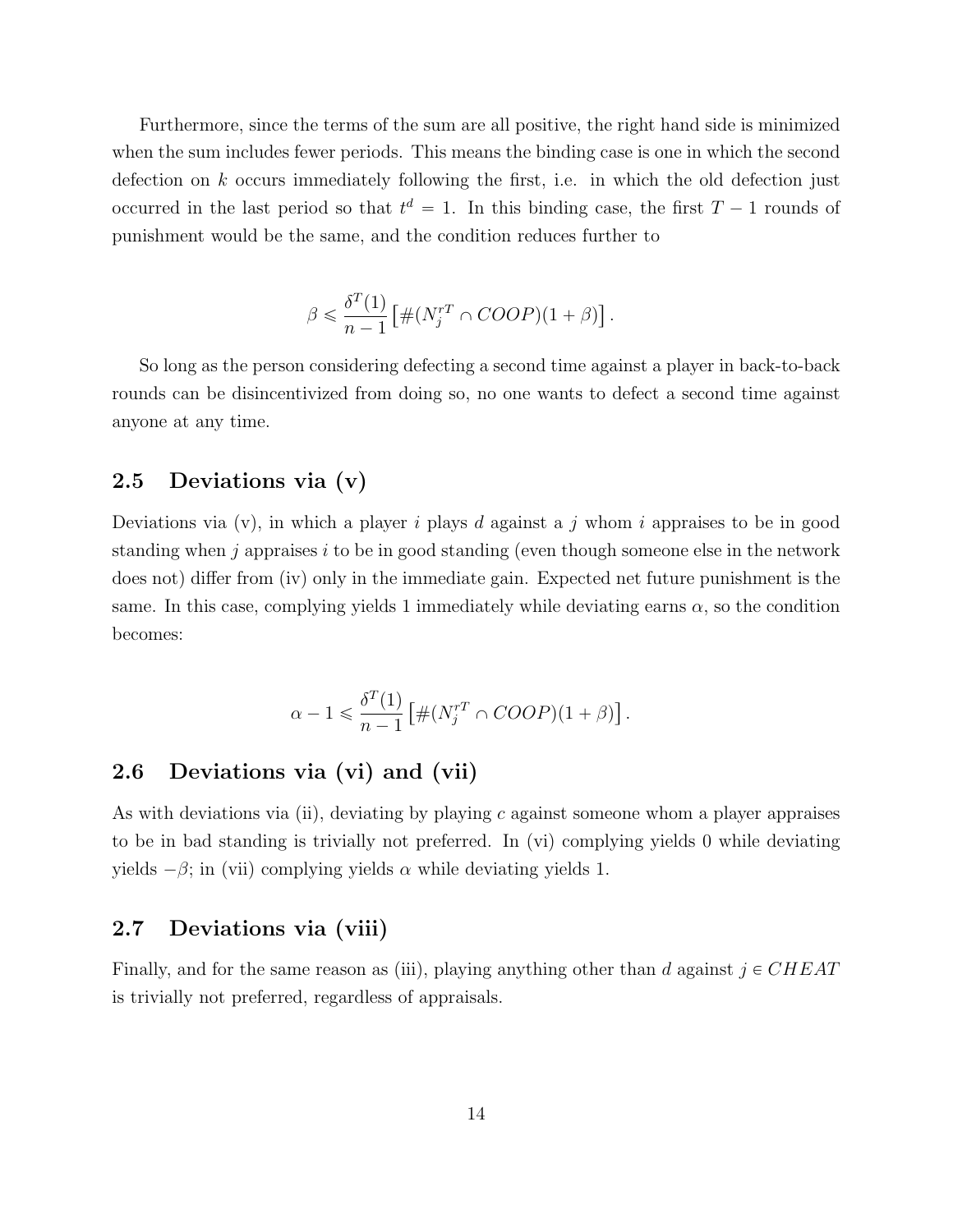Furthermore, since the terms of the sum are all positive, the right hand side is minimized when the sum includes fewer periods. This means the binding case is one in which the second defection on $k$ occurs immediately following the first, i.e. in which the old defection just occurred in the last period so that $t^d = 1$. In this binding case, the first $T-1$ rounds of punishment would be the same, and the condition reduces further to

$$\beta \leqslant \frac{\delta^T(1)}{n-1}\left[\#(N_j^{rT} \cap COOP)(1+\beta)\right].$$

So long as the person considering defecting a second time against a player in back-to-back rounds can be disincentivized from doing so, no one wants to defect a second time against anyone at any time.

## 2.5 Deviations via (v)

Deviations via (v), in which a player $i$ plays $d$ against a $j$ whom $i$ appraises to be in good standing when $j$ appraises $i$ to be in good standing (even though someone else in the network does not) differ from (iv) only in the immediate gain. Expected net future punishment is the same. In this case, complying yields 1 immediately while deviating earns $\alpha$, so the condition becomes:

$$\alpha - 1 \leqslant \frac{\delta^T(1)}{n-1}\left[\#(N_j^{rT} \cap COOP)(1+\beta)\right].$$

## 2.6 Deviations via (vi) and (vii)

As with deviations via (ii), deviating by playing $c$ against someone whom a player appraises to be in bad standing is trivially not preferred. In (vi) complying yields 0 while deviating yields $-\beta$; in (vii) complying yields $\alpha$ while deviating yields 1.

## 2.7 Deviations via (viii)

Finally, and for the same reason as (iii), playing anything other than $d$ against $j \in CHEAT$ is trivially not preferred, regardless of appraisals.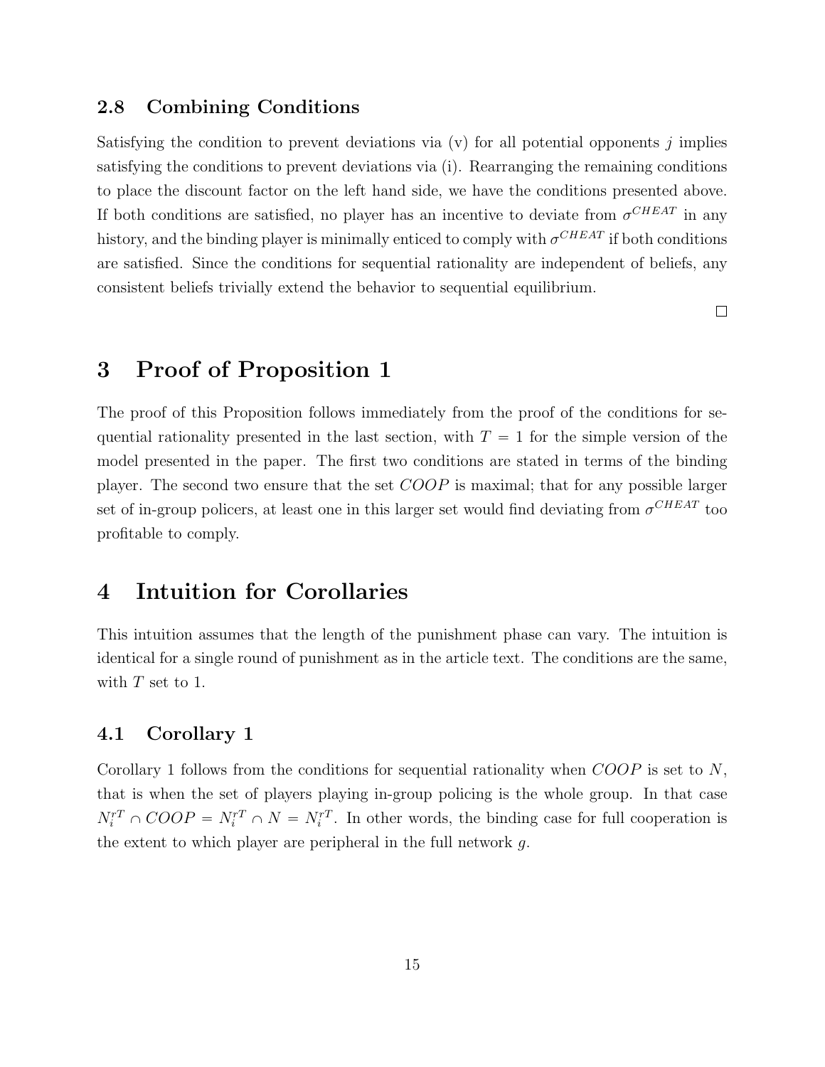### 2.8 Combining Conditions

Satisfying the condition to prevent deviations via (v) for all potential opponents $j$ implies satisfying the conditions to prevent deviations via (i). Rearranging the remaining conditions to place the discount factor on the left hand side, we have the conditions presented above. If both conditions are satisfied, no player has an incentive to deviate from $\sigma^{CHEAT}$ in any history, and the binding player is minimally enticed to comply with $\sigma^{CHEAT}$ if both conditions are satisfied. Since the conditions for sequential rationality are independent of beliefs, any consistent beliefs trivially extend the behavior to sequential equilibrium.

□

# 3 Proof of Proposition 1

The proof of this Proposition follows immediately from the proof of the conditions for sequential rationality presented in the last section, with $T = 1$ for the simple version of the model presented in the paper. The first two conditions are stated in terms of the binding player. The second two ensure that the set $COOP$ is maximal; that for any possible larger set of in-group policers, at least one in this larger set would find deviating from $\sigma^{CHEAT}$ too profitable to comply.

# 4 Intuition for Corollaries

This intuition assumes that the length of the punishment phase can vary. The intuition is identical for a single round of punishment as in the article text. The conditions are the same, with $T$ set to 1.

## 4.1 Corollary 1

Corollary 1 follows from the conditions for sequential rationality when $COOP$ is set to $N$, that is when the set of players playing in-group policing is the whole group. In that case $N_i^{rT} \cap COOP = N_i^{rT} \cap N = N_i^{rT}$. In other words, the binding case for full cooperation is the extent to which player are peripheral in the full network $g$.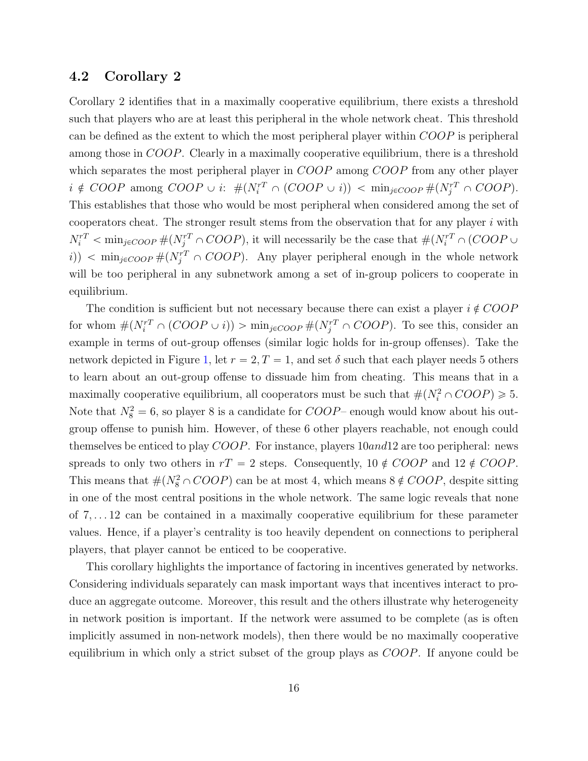## 4.2 Corollary 2

Corollary 2 identifies that in a maximally cooperative equilibrium, there exists a threshold such that players who are at least this peripheral in the whole network cheat. This threshold can be defined as the extent to which the most peripheral player within $COOP$ is peripheral among those in $COOP$. Clearly in a maximally cooperative equilibrium, there is a threshold which separates the most peripheral player in $COOP$ among $COOP$ from any other player $i \notin COOP$ among $COOP \cup i$: $\#(N_i^{rT} \cap (COOP \cup i)) < \min_{j \in COOP} \#(N_j^{rT} \cap COOP)$. This establishes that those who would be most peripheral when considered among the set of cooperators cheat. The stronger result stems from the observation that for any player $i$ with $N_i^{rT} < \min_{j \in COOP} \#(N_j^{rT} \cap COOP)$, it will necessarily be the case that $\#(N_i^{rT} \cap (COOP \cup i)) < \min_{j \in COOP} \#(N_j^{rT} \cap COOP)$. Any player peripheral enough in the whole network will be too peripheral in any subnetwork among a set of in-group policers to cooperate in equilibrium.

The condition is sufficient but not necessary because there can exist a player $i \notin COOP$ for whom $\#(N_i^{rT} \cap (COOP \cup i)) > \min_{j \in COOP} \#(N_j^{rT} \cap COOP)$. To see this, consider an example in terms of out-group offenses (similar logic holds for in-group offenses). Take the network depicted in Figure 1, let $r = 2, T = 1$, and set $\delta$ such that each player needs 5 others to learn about an out-group offense to dissuade him from cheating. This means that in a maximally cooperative equilibrium, all cooperators must be such that $\#(N_i^2 \cap COOP) \geqslant 5$. Note that $N_8^2 = 6$, so player 8 is a candidate for $COOP$– enough would know about his out-group offense to punish him. However, of these 6 other players reachable, not enough could themselves be enticed to play $COOP$. For instance, players $10 and 12$ are too peripheral: news spreads to only two others in $rT = 2$ steps. Consequently, $10 \notin COOP$ and $12 \notin COOP$. This means that $\#(N_8^2 \cap COOP)$ can be at most 4, which means $8 \notin COOP$, despite sitting in one of the most central positions in the whole network. The same logic reveals that none of $7, \ldots 12$ can be contained in a maximally cooperative equilibrium for these parameter values. Hence, if a player's centrality is too heavily dependent on connections to peripheral players, that player cannot be enticed to be cooperative.

This corollary highlights the importance of factoring in incentives generated by networks. Considering individuals separately can mask important ways that incentives interact to produce an aggregate outcome. Moreover, this result and the others illustrate why heterogeneity in network position is important. If the network were assumed to be complete (as is often implicitly assumed in non-network models), then there would be no maximally cooperative equilibrium in which only a strict subset of the group plays as $COOP$. If anyone could be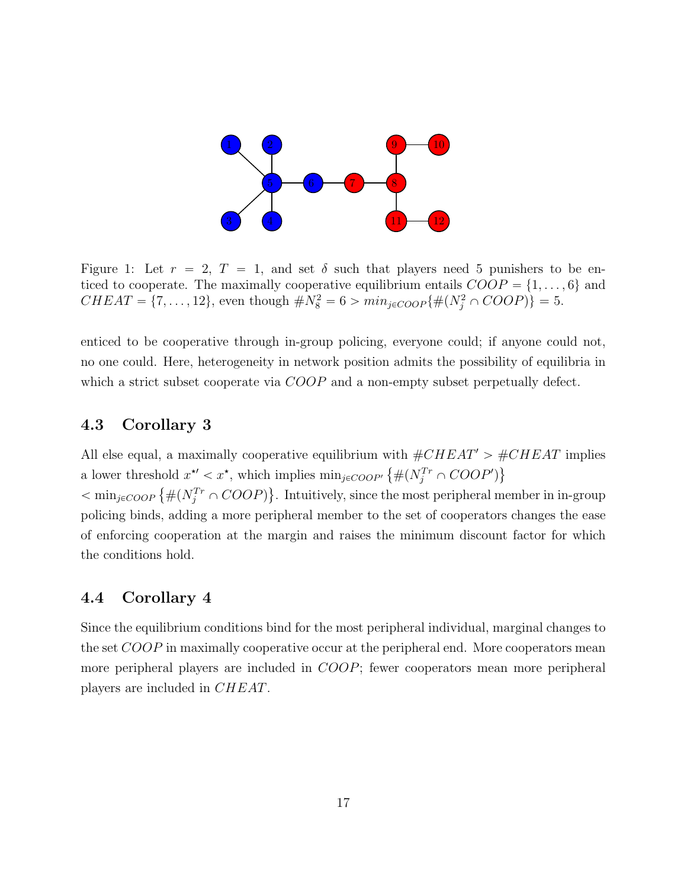Figure 1: Let $r = 2$, $T = 1$, and set $\delta$ such that players need 5 punishers to be enticed to cooperate. The maximally cooperative equilibrium entails $COOP = \{1, \ldots, 6\}$ and $CHEAT = \{7, \ldots, 12\}$, even though $\#N_8^2 = 6 > min_{j \in COOP}\{\#(N_j^2 \cap COOP)\} = 5$.

enticed to be cooperative through in-group policing, everyone could; if anyone could not, no one could. Here, heterogeneity in network position admits the possibility of equilibria in which a strict subset cooperate via $COOP$ and a non-empty subset perpetually defect.

### 4.3 Corollary 3

All else equal, a maximally cooperative equilibrium with $\#CHEAT' > \#CHEAT$ implies a lower threshold $x^{\star\prime} < x^{\star}$, which implies $\min_{j \in COOP'} \left\{\#(N_j^{Tr} \cap COOP')\right\}$ $< \min_{j \in COOP} \left\{\#(N_j^{Tr} \cap COOP)\right\}$. Intuitively, since the most peripheral member in in-group policing binds, adding a more peripheral member to the set of cooperators changes the ease of enforcing cooperation at the margin and raises the minimum discount factor for which the conditions hold.

### 4.4 Corollary 4

Since the equilibrium conditions bind for the most peripheral individual, marginal changes to the set $COOP$ in maximally cooperative occur at the peripheral end. More cooperators mean more peripheral players are included in $COOP$; fewer cooperators mean more peripheral players are included in $CHEAT$.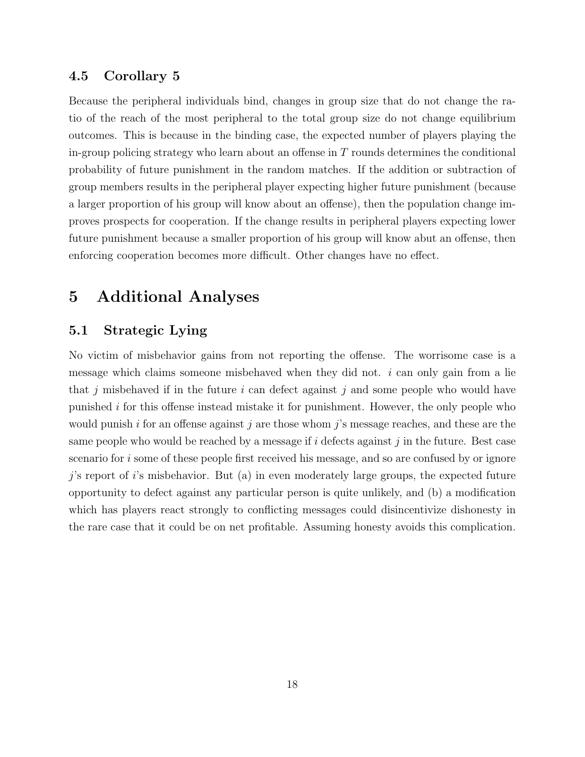### 4.5 Corollary 5

Because the peripheral individuals bind, changes in group size that do not change the ratio of the reach of the most peripheral to the total group size do not change equilibrium outcomes. This is because in the binding case, the expected number of players playing the in-group policing strategy who learn about an offense in $T$ rounds determines the conditional probability of future punishment in the random matches. If the addition or subtraction of group members results in the peripheral player expecting higher future punishment (because a larger proportion of his group will know about an offense), then the population change improves prospects for cooperation. If the change results in peripheral players expecting lower future punishment because a smaller proportion of his group will know abut an offense, then enforcing cooperation becomes more difficult. Other changes have no effect.

# 5 Additional Analyses

### 5.1 Strategic Lying

No victim of misbehavior gains from not reporting the offense. The worrisome case is a message which claims someone misbehaved when they did not. $i$ can only gain from a lie that $j$ misbehaved if in the future $i$ can defect against $j$ and some people who would have punished $i$ for this offense instead mistake it for punishment. However, the only people who would punish $i$ for an offense against $j$ are those whom $j$'s message reaches, and these are the same people who would be reached by a message if $i$ defects against $j$ in the future. Best case scenario for $i$ some of these people first received his message, and so are confused by or ignore $j$'s report of $i$'s misbehavior. But (a) in even moderately large groups, the expected future opportunity to defect against any particular person is quite unlikely, and (b) a modification which has players react strongly to conflicting messages could disincentivize dishonesty in the rare case that it could be on net profitable. Assuming honesty avoids this complication.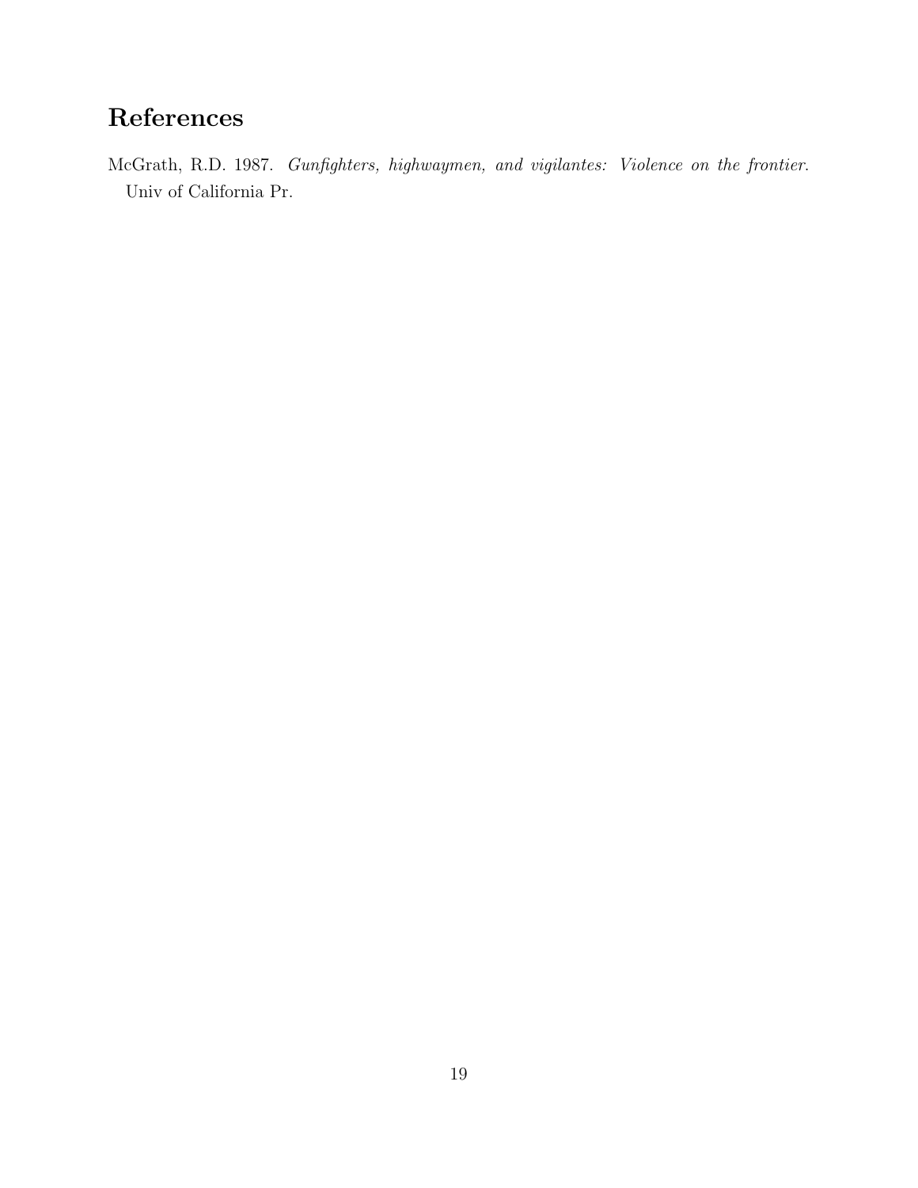# References

McGrath, R.D. 1987. *Gunfighters, highwaymen, and vigilantes: Violence on the frontier*. Univ of California Pr.